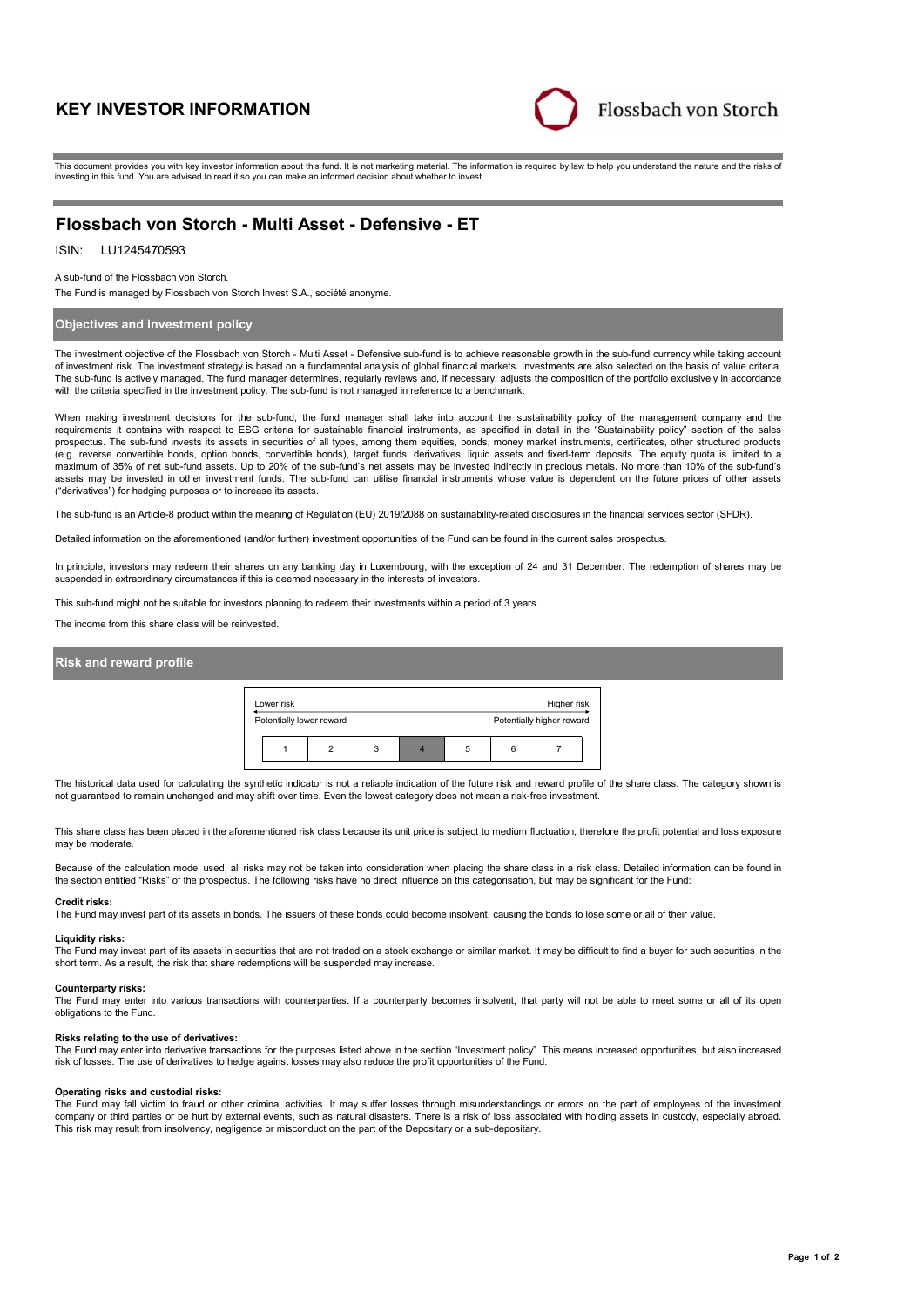# KEY INVESTOR INFORMATION

Flossbach von Storch

This document provides you with key investor information about this fund. It is not marketing material. The information is required by law to help you understand the nature and the risks of investing in this fund. You are advised to read it so you can make an informed decision about whether to invest.

## Flossbach von Storch - Multi Asset - Defensive - ET

ISIN: LU1245470593

A sub-fund of the Flossbach von Storch.

The Fund is managed by Flossbach von Storch Invest S.A., société anonyme.

### Objectives and investment policy

The investment objective of the Flossbach von Storch - Multi Asset - Defensive sub-fund is to achieve reasonable growth in the sub-fund currency while taking account of investment risk. The investment strategy is based on a fundamental analysis of global financial markets. Investments are also selected on the basis of value criteria. The sub-fund is actively managed. The fund manager determines, regularly reviews and, if necessary, adjusts the composition of the portfolio exclusively in accordance with the criteria specified in the investment policy. The sub-fund is not managed in reference to a benchmark.

When making investment decisions for the sub-fund, the fund manager shall take into account the sustainability policy of the management company and the requirements it contains with respect to ESG criteria for sustainable financial instruments, as specified in detail in the "Sustainability policy" section of the sales prospectus. The sub-fund invests its assets in securities of all types, among them equities, bonds, money market instruments, certificates, other structured products (e.g. reverse convertible bonds, option bonds, convertible bonds), target funds, derivatives, liquid assets and fixed-term deposits. The equity quota is limited to a maximum of 35% of net sub-fund assets. Up to 20% of the sub-fund's net assets may be invested indirectly in precious metals. No more than 10% of the sub-fund's assets may be invested in other investment funds. The sub-fund can utilise financial instruments whose value is dependent on the future prices of other assets ("derivatives") for hedging purposes or to increase its assets.

The sub-fund is an Article-8 product within the meaning of Regulation (EU) 2019/2088 on sustainability-related disclosures in the financial services sector (SFDR).

Detailed information on the aforementioned (and/or further) investment opportunities of the Fund can be found in the current sales prospectus.

In principle, investors may redeem their shares on any banking day in Luxembourg, with the exception of 24 and 31 December. The redemption of shares may be suspended in extraordinary circumstances if this is deemed necessary in the interests of investors.

This sub-fund might not be suitable for investors planning to redeem their investments within a period of 3 years.

The income from this share class will be reinvested.

### Risk and reward profile

| Lower risk | | | | | | Higher risk |
|---|---|---|---|---|---|---|
| Potentially lower reward | | | | | | Potentially higher reward |
| 1 | 2 | 3 | **4** | 5 | 6 | 7 |

The historical data used for calculating the synthetic indicator is not a reliable indication of the future risk and reward profile of the share class. The category shown is not guaranteed to remain unchanged and may shift over time. Even the lowest category does not mean a risk-free investment.

This share class has been placed in the aforementioned risk class because its unit price is subject to medium fluctuation, therefore the profit potential and loss exposure may be moderate.

Because of the calculation model used, all risks may not be taken into consideration when placing the share class in a risk class. Detailed information can be found in the section entitled "Risks" of the prospectus. The following risks have no direct influence on this categorisation, but may be significant for the Fund:

**Credit risks:**
The Fund may invest part of its assets in bonds. The issuers of these bonds could become insolvent, causing the bonds to lose some or all of their value.

**Liquidity risks:**
The Fund may invest part of its assets in securities that are not traded on a stock exchange or similar market. It may be difficult to find a buyer for such securities in the short term. As a result, the risk that share redemptions will be suspended may increase.

**Counterparty risks:**
The Fund may enter into various transactions with counterparties. If a counterparty becomes insolvent, that party will not be able to meet some or all of its open obligations to the Fund.

**Risks relating to the use of derivatives:**
The Fund may enter into derivative transactions for the purposes listed above in the section "Investment policy". This means increased opportunities, but also increased risk of losses. The use of derivatives to hedge against losses may also reduce the profit opportunities of the Fund.

**Operating risks and custodial risks:**
The Fund may fall victim to fraud or other criminal activities. It may suffer losses through misunderstandings or errors on the part of employees of the investment company or third parties or be hurt by external events, such as natural disasters. There is a risk of loss associated with holding assets in custody, especially abroad. This risk may result from insolvency, negligence or misconduct on the part of the Depositary or a sub-depositary.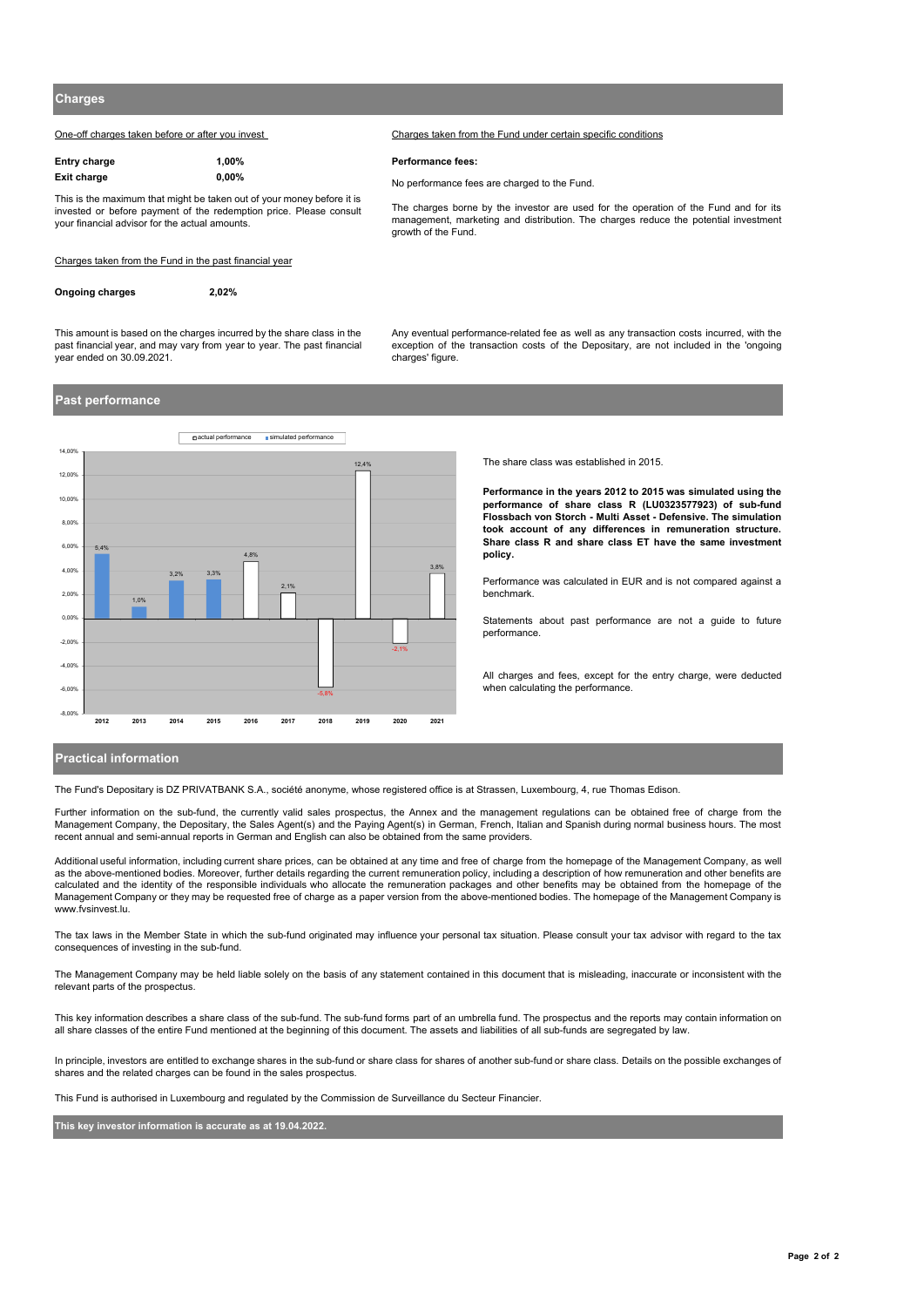## Charges

One-off charges taken before or after you invest

| | |
|---|---|
| **Entry charge** | **1,00%** |
| **Exit charge** | **0,00%** |

This is the maximum that might be taken out of your money before it is invested or before payment of the redemption price. Please consult your financial advisor for the actual amounts.

Charges taken from the Fund in the past financial year

| | |
|---|---|
| **Ongoing charges** | **2,02%** |

This amount is based on the charges incurred by the share class in the past financial year, and may vary from year to year. The past financial year ended on 30.09.2021.

Charges taken from the Fund under certain specific conditions

**Performance fees:**

No performance fees are charged to the Fund.

The charges borne by the investor are used for the operation of the Fund and for its management, marketing and distribution. The charges reduce the potential investment growth of the Fund.

Any eventual performance-related fee as well as any transaction costs incurred, with the exception of the transaction costs of the Depositary, are not included in the 'ongoing charges' figure.

## Past performance

actual performance
simulated performance

14,00%
12,00%
10,00%
8,00%
6,00%
4,00%
2,00%
0,00%
-2,00%
-4,00%
-6,00%
-8,00%

5,4%
1,0%
3,2%
3,3%
4,8%
2,1%
-5,8%
12,4%
-2,1%
3,8%

2012 2013 2014 2015 2016 2017 2018 2019 2020 2021

The share class was established in 2015.

**Performance in the years 2012 to 2015 was simulated using the performance of share class R (LU0323577923) of sub-fund Flossbach von Storch - Multi Asset - Defensive. The simulation took account of any differences in remuneration structure. Share class R and share class ET have the same investment policy.**

Performance was calculated in EUR and is not compared against a benchmark.

Statements about past performance are not a guide to future performance.

All charges and fees, except for the entry charge, were deducted when calculating the performance.

## Practical information

The Fund's Depositary is DZ PRIVATBANK S.A., société anonyme, whose registered office is at Strassen, Luxembourg, 4, rue Thomas Edison.

Further information on the sub-fund, the currently valid sales prospectus, the Annex and the management regulations can be obtained free of charge from the Management Company, the Depositary, the Sales Agent(s) and the Paying Agent(s) in German, French, Italian and Spanish during normal business hours. The most recent annual and semi-annual reports in German and English can also be obtained from the same providers.

Additional useful information, including current share prices, can be obtained at any time and free of charge from the homepage of the Management Company, as well as the above-mentioned bodies. Moreover, further details regarding the current remuneration policy, including a description of how remuneration and other benefits are calculated and the identity of the responsible individuals who allocate the remuneration packages and other benefits may be obtained from the homepage of the Management Company or they may be requested free of charge as a paper version from the above-mentioned bodies. The homepage of the Management Company is www.fvsinvest.lu.

The tax laws in the Member State in which the sub-fund originated may influence your personal tax situation. Please consult your tax advisor with regard to the tax consequences of investing in the sub-fund.

The Management Company may be held liable solely on the basis of any statement contained in this document that is misleading, inaccurate or inconsistent with the relevant parts of the prospectus.

This key information describes a share class of the sub-fund. The sub-fund forms part of an umbrella fund. The prospectus and the reports may contain information on all share classes of the entire Fund mentioned at the beginning of this document. The assets and liabilities of all sub-funds are segregated by law.

In principle, investors are entitled to exchange shares in the sub-fund or share class for shares of another sub-fund or share class. Details on the possible exchanges of shares and the related charges can be found in the sales prospectus.

This Fund is authorised in Luxembourg and regulated by the Commission de Surveillance du Secteur Financier.

**This key investor information is accurate as at 19.04.2022.**